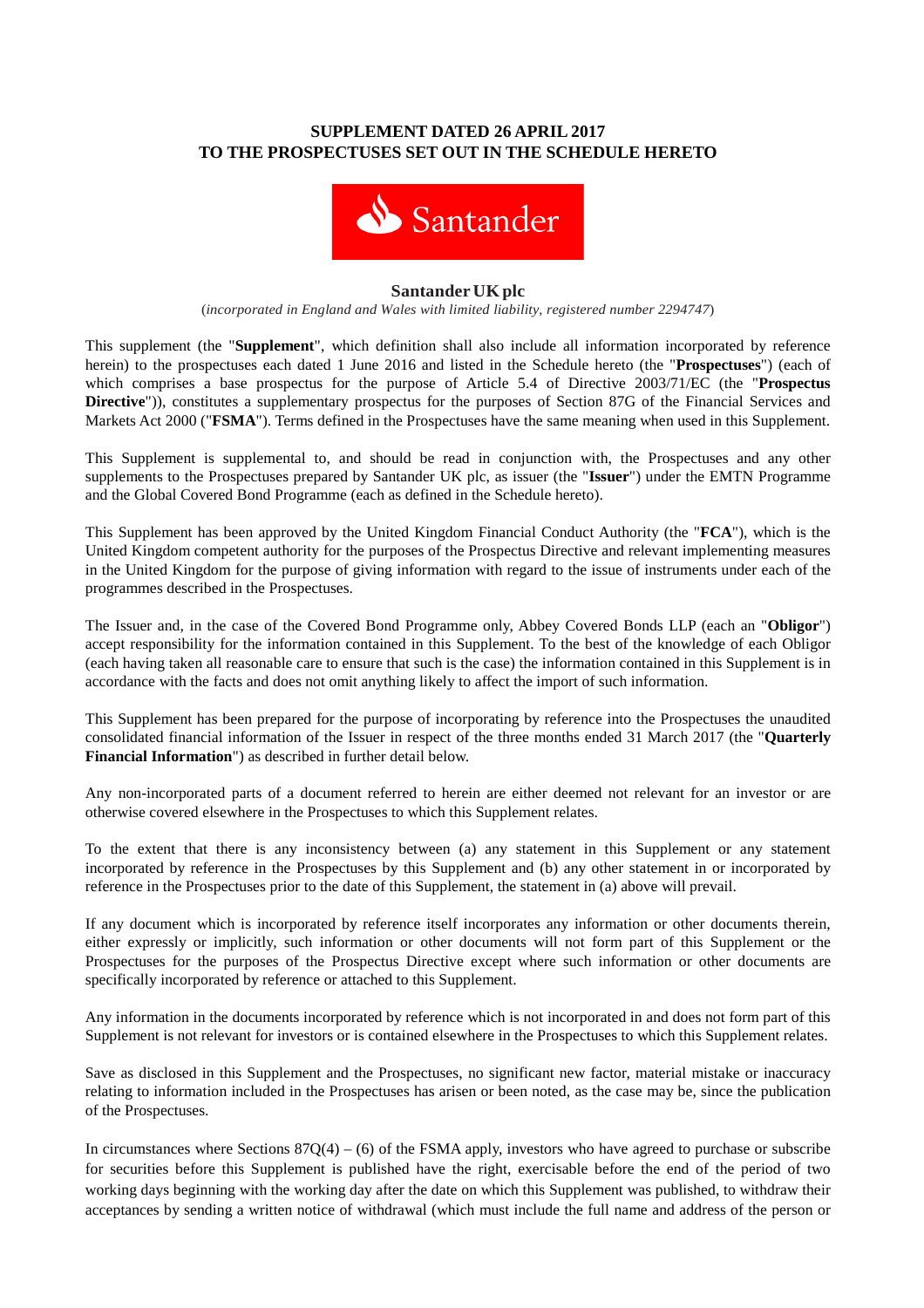**SUPPLEMENT DATED 26 APRIL 2017**
**TO THE PROSPECTUSES SET OUT IN THE SCHEDULE HERETO**

**Santander UK plc**

(*incorporated in England and Wales with limited liability, registered number 2294747*)

This supplement (the "**Supplement**", which definition shall also include all information incorporated by reference herein) to the prospectuses each dated 1 June 2016 and listed in the Schedule hereto (the "**Prospectuses**") (each of which comprises a base prospectus for the purpose of Article 5.4 of Directive 2003/71/EC (the "**Prospectus Directive**")), constitutes a supplementary prospectus for the purposes of Section 87G of the Financial Services and Markets Act 2000 ("**FSMA**"). Terms defined in the Prospectuses have the same meaning when used in this Supplement.

This Supplement is supplemental to, and should be read in conjunction with, the Prospectuses and any other supplements to the Prospectuses prepared by Santander UK plc, as issuer (the "**Issuer**") under the EMTN Programme and the Global Covered Bond Programme (each as defined in the Schedule hereto).

This Supplement has been approved by the United Kingdom Financial Conduct Authority (the "**FCA**"), which is the United Kingdom competent authority for the purposes of the Prospectus Directive and relevant implementing measures in the United Kingdom for the purpose of giving information with regard to the issue of instruments under each of the programmes described in the Prospectuses.

The Issuer and, in the case of the Covered Bond Programme only, Abbey Covered Bonds LLP (each an "**Obligor**") accept responsibility for the information contained in this Supplement. To the best of the knowledge of each Obligor (each having taken all reasonable care to ensure that such is the case) the information contained in this Supplement is in accordance with the facts and does not omit anything likely to affect the import of such information.

This Supplement has been prepared for the purpose of incorporating by reference into the Prospectuses the unaudited consolidated financial information of the Issuer in respect of the three months ended 31 March 2017 (the "**Quarterly Financial Information**") as described in further detail below.

Any non-incorporated parts of a document referred to herein are either deemed not relevant for an investor or are otherwise covered elsewhere in the Prospectuses to which this Supplement relates.

To the extent that there is any inconsistency between (a) any statement in this Supplement or any statement incorporated by reference in the Prospectuses by this Supplement and (b) any other statement in or incorporated by reference in the Prospectuses prior to the date of this Supplement, the statement in (a) above will prevail.

If any document which is incorporated by reference itself incorporates any information or other documents therein, either expressly or implicitly, such information or other documents will not form part of this Supplement or the Prospectuses for the purposes of the Prospectus Directive except where such information or other documents are specifically incorporated by reference or attached to this Supplement.

Any information in the documents incorporated by reference which is not incorporated in and does not form part of this Supplement is not relevant for investors or is contained elsewhere in the Prospectuses to which this Supplement relates.

Save as disclosed in this Supplement and the Prospectuses, no significant new factor, material mistake or inaccuracy relating to information included in the Prospectuses has arisen or been noted, as the case may be, since the publication of the Prospectuses.

In circumstances where Sections 87Q(4) – (6) of the FSMA apply, investors who have agreed to purchase or subscribe for securities before this Supplement is published have the right, exercisable before the end of the period of two working days beginning with the working day after the date on which this Supplement was published, to withdraw their acceptances by sending a written notice of withdrawal (which must include the full name and address of the person or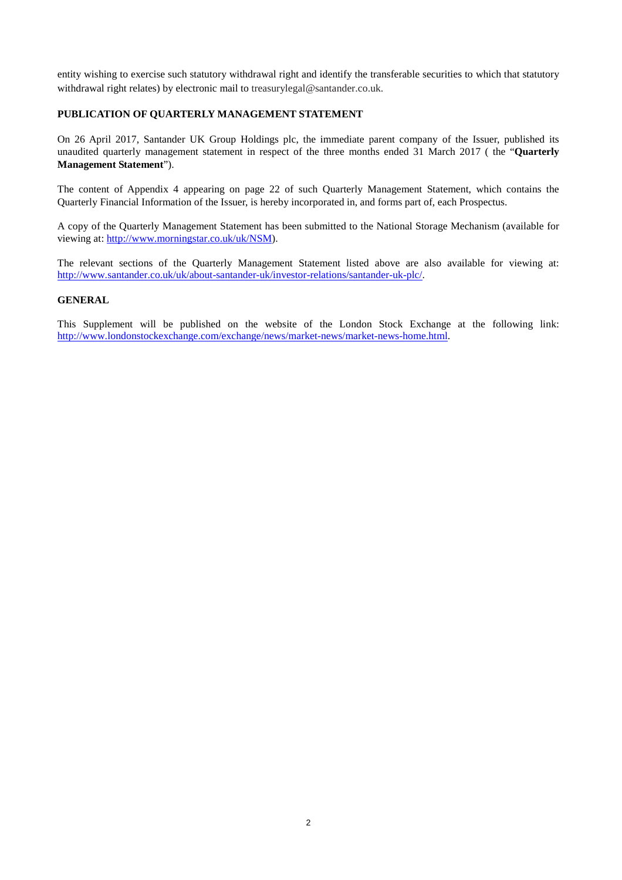entity wishing to exercise such statutory withdrawal right and identify the transferable securities to which that statutory withdrawal right relates) by electronic mail to treasurylegal@santander.co.uk.

## PUBLICATION OF QUARTERLY MANAGEMENT STATEMENT

On 26 April 2017, Santander UK Group Holdings plc, the immediate parent company of the Issuer, published its unaudited quarterly management statement in respect of the three months ended 31 March 2017 ( the "**Quarterly Management Statement**").

The content of Appendix 4 appearing on page 22 of such Quarterly Management Statement, which contains the Quarterly Financial Information of the Issuer, is hereby incorporated in, and forms part of, each Prospectus.

A copy of the Quarterly Management Statement has been submitted to the National Storage Mechanism (available for viewing at: http://www.morningstar.co.uk/uk/NSM).

The relevant sections of the Quarterly Management Statement listed above are also available for viewing at: http://www.santander.co.uk/uk/about-santander-uk/investor-relations/santander-uk-plc/.

## GENERAL

This Supplement will be published on the website of the London Stock Exchange at the following link: http://www.londonstockexchange.com/exchange/news/market-news/market-news-home.html.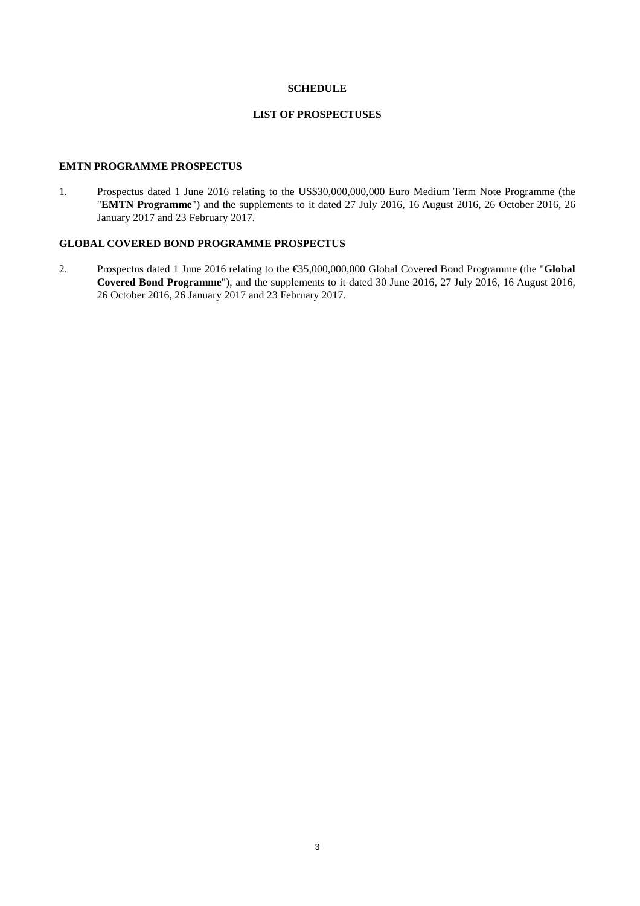# SCHEDULE

## LIST OF PROSPECTUSES

### EMTN PROGRAMME PROSPECTUS

1. Prospectus dated 1 June 2016 relating to the US$30,000,000,000 Euro Medium Term Note Programme (the "**EMTN Programme**") and the supplements to it dated 27 July 2016, 16 August 2016, 26 October 2016, 26 January 2017 and 23 February 2017.

### GLOBAL COVERED BOND PROGRAMME PROSPECTUS

2. Prospectus dated 1 June 2016 relating to the €35,000,000,000 Global Covered Bond Programme (the "**Global Covered Bond Programme**"), and the supplements to it dated 30 June 2016, 27 July 2016, 16 August 2016, 26 October 2016, 26 January 2017 and 23 February 2017.